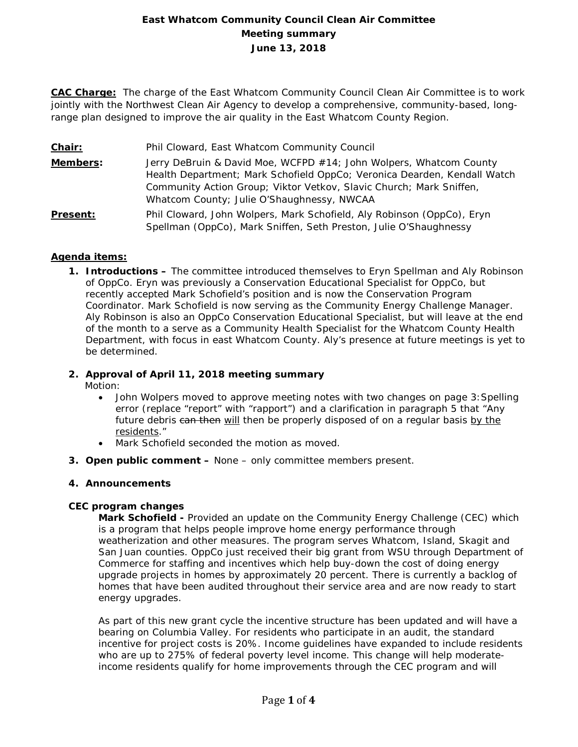**East Whatcom Community Council Clean Air Committee**
**Meeting summary**
**June 13, 2018**

**<u>CAC Charge:</u>** The charge of the East Whatcom Community Council Clean Air Committee is to work jointly with the Northwest Clean Air Agency to develop a comprehensive, community-based, long-range plan designed to improve the air quality in the East Whatcom County Region.

| | |
|---|---|
| **<u>Chair:</u>** | Phil Cloward, East Whatcom Community Council |
| **<u>Members</u>:** | Jerry DeBruin & David Moe, WCFPD #14; John Wolpers, Whatcom County Health Department; Mark Schofield OppCo; Veronica Dearden, Kendall Watch Community Action Group; Viktor Vetkov, Slavic Church; Mark Sniffen, Whatcom County; Julie O'Shaughnessy, NWCAA |
| **<u>Present:</u>** | Phil Cloward, John Wolpers, Mark Schofield, Aly Robinson (OppCo), Eryn Spellman (OppCo), Mark Sniffen, Seth Preston, Julie O'Shaughnessy |

**<u>Agenda items:</u>**

1. **Introductions –** The committee introduced themselves to Eryn Spellman and Aly Robinson of OppCo. Eryn was previously a Conservation Educational Specialist for OppCo, but recently accepted Mark Schofield's position and is now the Conservation Program Coordinator. Mark Schofield is now serving as the Community Energy Challenge Manager. Aly Robinson is also an OppCo Conservation Educational Specialist, but will leave at the end of the month to a serve as a Community Health Specialist for the Whatcom County Health Department, with focus in east Whatcom County. Aly's presence at future meetings is yet to be determined.

2. **Approval of April 11, 2018 meeting summary**
   Motion:
   - John Wolpers moved to approve meeting notes with two changes on page 3: Spelling error (replace "report" with "rapport") and a clarification in paragraph 5 that "Any future debris ~~can then~~ <u>will</u> then be properly disposed of on a regular basis <u>by the residents</u>."
   - Mark Schofield seconded the motion as moved.

3. **Open public comment –** None – only committee members present.

4. **Announcements**

**CEC program changes**

**Mark Schofield -** Provided an update on the Community Energy Challenge (CEC) which is a program that helps people improve home energy performance through weatherization and other measures. The program serves Whatcom, Island, Skagit and San Juan counties. OppCo just received their big grant from WSU through Department of Commerce for staffing and incentives which help buy-down the cost of doing energy upgrade projects in homes by approximately 20 percent. There is currently a backlog of homes that have been audited throughout their service area and are now ready to start energy upgrades.

As part of this new grant cycle the incentive structure has been updated and will have a bearing on Columbia Valley. For residents who participate in an audit, the standard incentive for project costs is 20%. Income guidelines have expanded to include residents who are up to 275% of federal poverty level income. This change will help moderate-income residents qualify for home improvements through the CEC program and will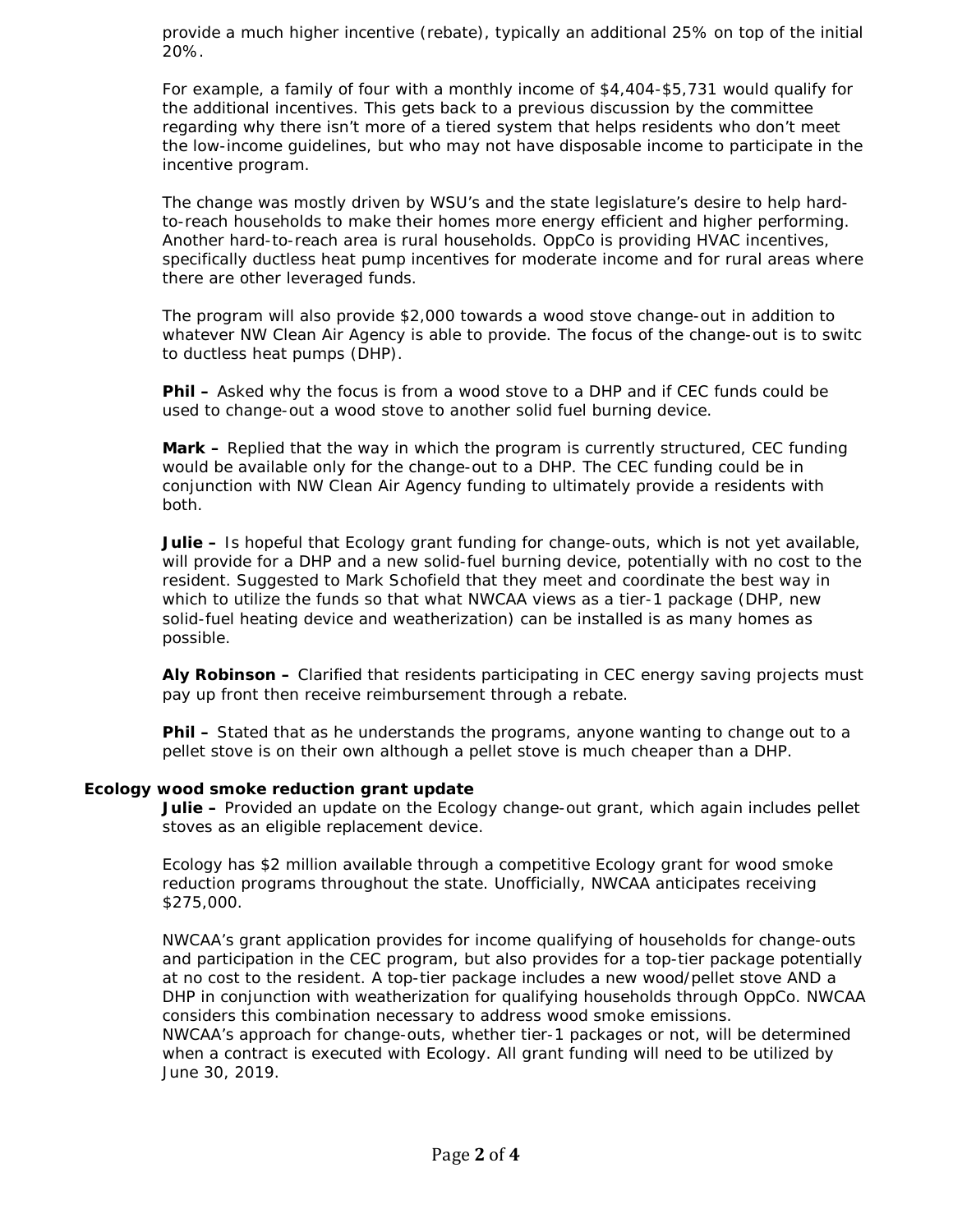provide a much higher incentive (rebate), typically an additional 25% on top of the initial 20%.

For example, a family of four with a monthly income of $4,404-$5,731 would qualify for the additional incentives. This gets back to a previous discussion by the committee regarding why there isn't more of a tiered system that helps residents who don't meet the low-income guidelines, but who may not have disposable income to participate in the incentive program.

The change was mostly driven by WSU's and the state legislature's desire to help hard-to-reach households to make their homes more energy efficient and higher performing. Another hard-to-reach area is rural households. OppCo is providing HVAC incentives, specifically ductless heat pump incentives for moderate income and for rural areas where there are other leveraged funds.

The program will also provide $2,000 towards a wood stove change-out in addition to whatever NW Clean Air Agency is able to provide. The focus of the change-out is to switc to ductless heat pumps (DHP).

**Phil –** Asked why the focus is from a wood stove to a DHP and if CEC funds could be used to change-out a wood stove to another solid fuel burning device.

**Mark –** Replied that the way in which the program is currently structured, CEC funding would be available only for the change-out to a DHP. The CEC funding could be in conjunction with NW Clean Air Agency funding to ultimately provide a residents with both.

**Julie –** Is hopeful that Ecology grant funding for change-outs, which is not yet available, will provide for a DHP and a new solid-fuel burning device, potentially with no cost to the resident. Suggested to Mark Schofield that they meet and coordinate the best way in which to utilize the funds so that what NWCAA views as a tier-1 package (DHP, new solid-fuel heating device and weatherization) can be installed is as many homes as possible.

**Aly Robinson –** Clarified that residents participating in CEC energy saving projects must pay up front then receive reimbursement through a rebate.

**Phil –** Stated that as he understands the programs, anyone wanting to change out to a pellet stove is on their own although a pellet stove is much cheaper than a DHP.

**Ecology wood smoke reduction grant update**

**Julie –** Provided an update on the Ecology change-out grant, which again includes pellet stoves as an eligible replacement device.

Ecology has $2 million available through a competitive Ecology grant for wood smoke reduction programs throughout the state. Unofficially, NWCAA anticipates receiving $275,000.

NWCAA's grant application provides for income qualifying of households for change-outs and participation in the CEC program, but also provides for a top-tier package potentially at no cost to the resident. A top-tier package includes a new wood/pellet stove AND a DHP in conjunction with weatherization for qualifying households through OppCo. NWCAA considers this combination necessary to address wood smoke emissions.
NWCAA's approach for change-outs, whether tier-1 packages or not, will be determined when a contract is executed with Ecology. All grant funding will need to be utilized by June 30, 2019.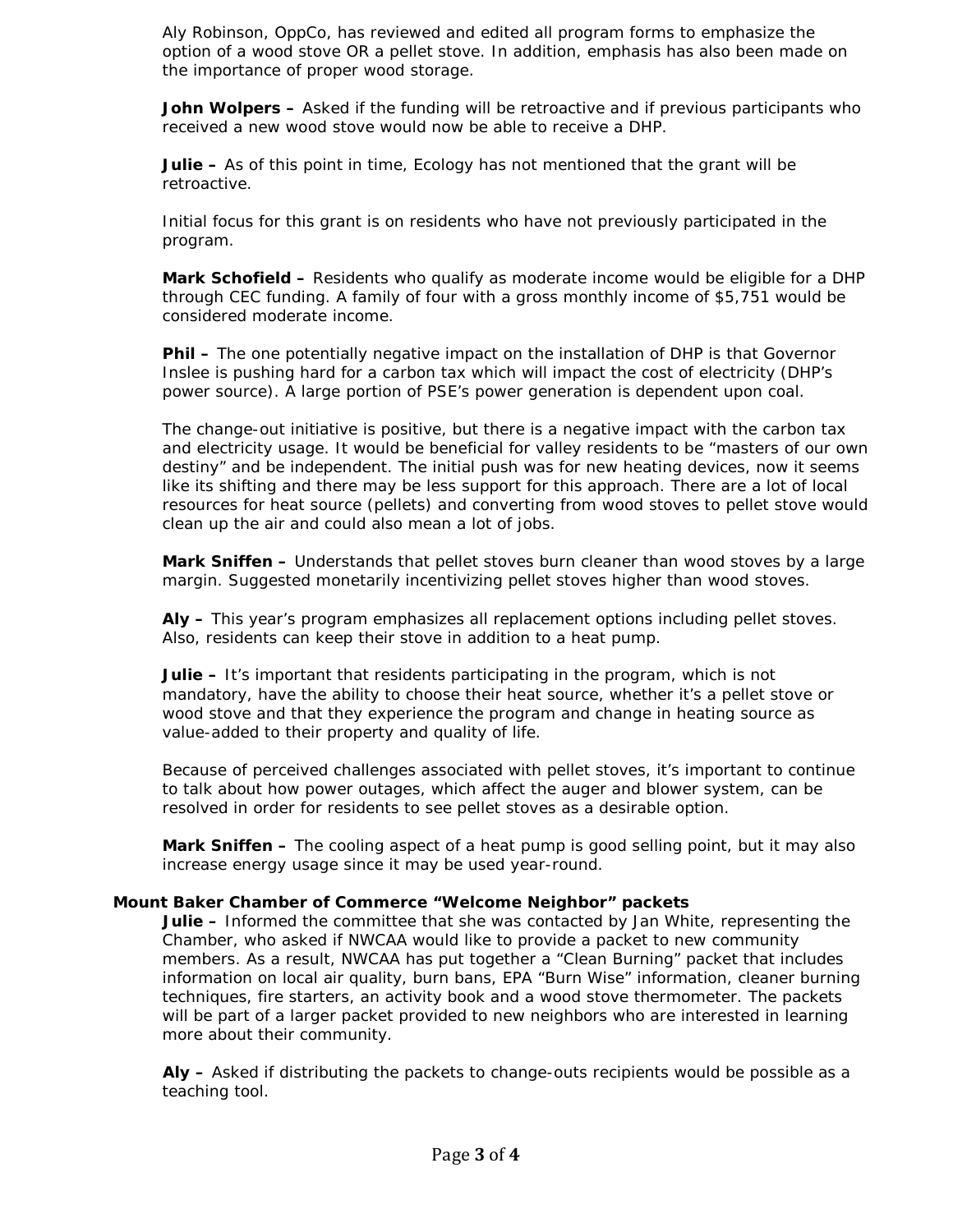Aly Robinson, OppCo, has reviewed and edited all program forms to emphasize the option of a wood stove OR a pellet stove. In addition, emphasis has also been made on the importance of proper wood storage.

**John Wolpers –** Asked if the funding will be retroactive and if previous participants who received a new wood stove would now be able to receive a DHP.

**Julie –** As of this point in time, Ecology has not mentioned that the grant will be retroactive.

Initial focus for this grant is on residents who have not previously participated in the program.

**Mark Schofield –** Residents who qualify as moderate income would be eligible for a DHP through CEC funding. A family of four with a gross monthly income of $5,751 would be considered moderate income.

**Phil –** The one potentially negative impact on the installation of DHP is that Governor Inslee is pushing hard for a carbon tax which will impact the cost of electricity (DHP's power source). A large portion of PSE's power generation is dependent upon coal.

The change-out initiative is positive, but there is a negative impact with the carbon tax and electricity usage. It would be beneficial for valley residents to be "masters of our own destiny" and be independent. The initial push was for new heating devices, now it seems like its shifting and there may be less support for this approach. There are a lot of local resources for heat source (pellets) and converting from wood stoves to pellet stove would clean up the air and could also mean a lot of jobs.

**Mark Sniffen –** Understands that pellet stoves burn cleaner than wood stoves by a large margin. Suggested monetarily incentivizing pellet stoves higher than wood stoves.

**Aly –** This year's program emphasizes all replacement options including pellet stoves. Also, residents can keep their stove in addition to a heat pump.

**Julie –** It's important that residents participating in the program, which is not mandatory, have the ability to choose their heat source, whether it's a pellet stove or wood stove and that they experience the program and change in heating source as value-added to their property and quality of life.

Because of perceived challenges associated with pellet stoves, it's important to continue to talk about how power outages, which affect the auger and blower system, can be resolved in order for residents to see pellet stoves as a desirable option.

**Mark Sniffen –** The cooling aspect of a heat pump is good selling point, but it may also increase energy usage since it may be used year-round.

**Mount Baker Chamber of Commerce "Welcome Neighbor" packets**

**Julie –** Informed the committee that she was contacted by Jan White, representing the Chamber, who asked if NWCAA would like to provide a packet to new community members. As a result, NWCAA has put together a "Clean Burning" packet that includes information on local air quality, burn bans, EPA "Burn Wise" information, cleaner burning techniques, fire starters, an activity book and a wood stove thermometer. The packets will be part of a larger packet provided to new neighbors who are interested in learning more about their community.

**Aly –** Asked if distributing the packets to change-outs recipients would be possible as a teaching tool.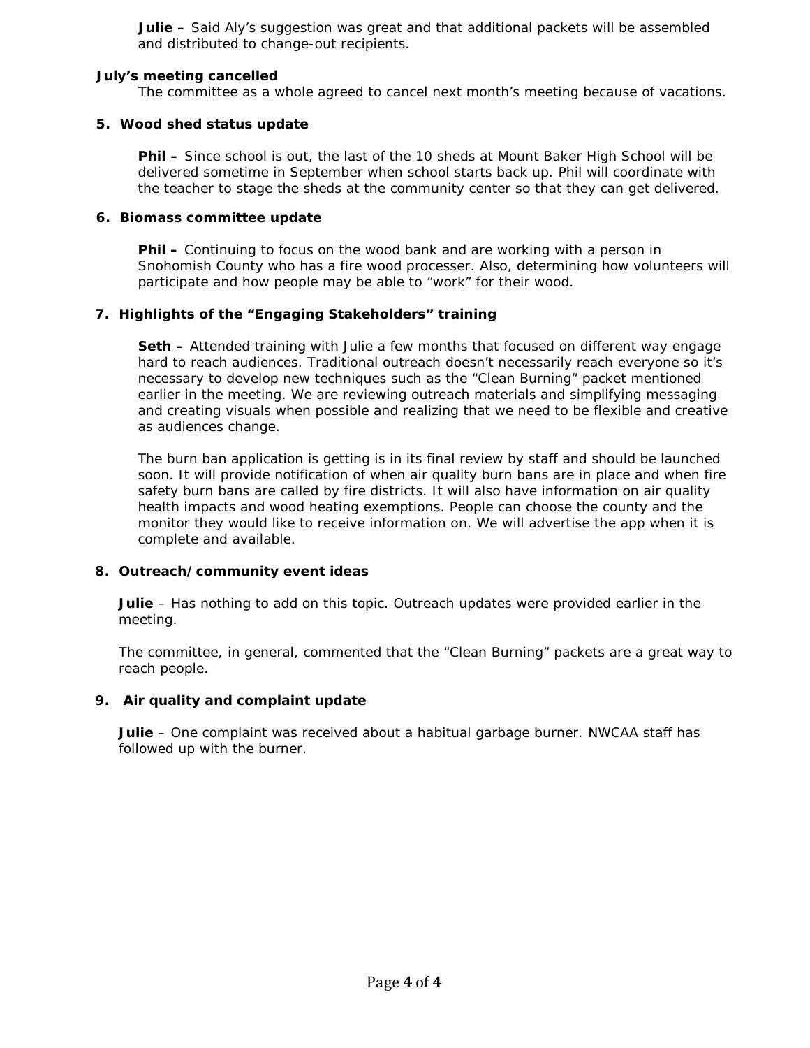**Julie –** Said Aly's suggestion was great and that additional packets will be assembled and distributed to change-out recipients.

**July's meeting cancelled**

The committee as a whole agreed to cancel next month's meeting because of vacations.

**5. Wood shed status update**

**Phil –** Since school is out, the last of the 10 sheds at Mount Baker High School will be delivered sometime in September when school starts back up. Phil will coordinate with the teacher to stage the sheds at the community center so that they can get delivered.

**6. Biomass committee update**

**Phil –** Continuing to focus on the wood bank and are working with a person in Snohomish County who has a fire wood processer. Also, determining how volunteers will participate and how people may be able to "work" for their wood.

**7. Highlights of the "Engaging Stakeholders" training**

**Seth –** Attended training with Julie a few months that focused on different way engage hard to reach audiences. Traditional outreach doesn't necessarily reach everyone so it's necessary to develop new techniques such as the "Clean Burning" packet mentioned earlier in the meeting. We are reviewing outreach materials and simplifying messaging and creating visuals when possible and realizing that we need to be flexible and creative as audiences change.

The burn ban application is getting is in its final review by staff and should be launched soon. It will provide notification of when air quality burn bans are in place and when fire safety burn bans are called by fire districts. It will also have information on air quality health impacts and wood heating exemptions. People can choose the county and the monitor they would like to receive information on. We will advertise the app when it is complete and available.

**8. Outreach/community event ideas**

**Julie** – Has nothing to add on this topic. Outreach updates were provided earlier in the meeting.

The committee, in general, commented that the "Clean Burning" packets are a great way to reach people.

**9. Air quality and complaint update**

**Julie** – One complaint was received about a habitual garbage burner. NWCAA staff has followed up with the burner.